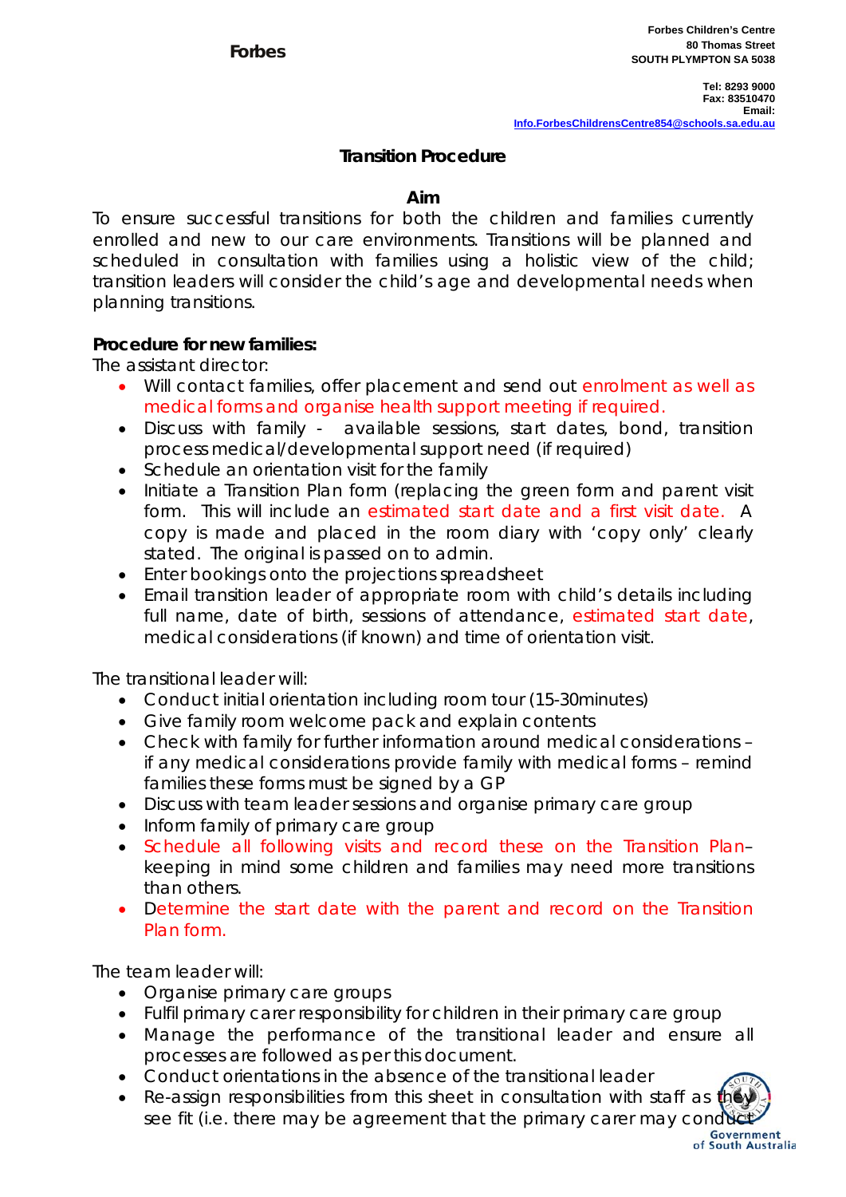**Forbes**

**Forbes Children's Centre**
**80 Thomas Street**
**SOUTH PLYMPTON SA 5038**

**Tel: 8293 9000**
**Fax: 83510470**
**Email:**
**Info.ForbesChildrensCentre854@schools.sa.edu.au**

# Transition Procedure

## Aim

To ensure successful transitions for both the children and families currently enrolled and new to our care environments. Transitions will be planned and scheduled in consultation with families using a holistic view of the child; transition leaders will consider the child's age and developmental needs when planning transitions.

**Procedure for new families:**

The assistant director:

- Will contact families, offer placement and send out enrolment as well as medical forms and organise health support meeting if required.
- Discuss with family - available sessions, start dates, bond, transition process medical/developmental support need (if required)
- Schedule an orientation visit for the family
- Initiate a Transition Plan form (replacing the green form and parent visit form. This will include an estimated start date and a first visit date. A copy is made and placed in the room diary with 'copy only' clearly stated. The original is passed on to admin.
- Enter bookings onto the projections spreadsheet
- Email transition leader of appropriate room with child's details including full name, date of birth, sessions of attendance, estimated start date, medical considerations (if known) and time of orientation visit.

The transitional leader will:

- Conduct initial orientation including room tour (15-30minutes)
- Give family room welcome pack and explain contents
- Check with family for further information around medical considerations – if any medical considerations provide family with medical forms – remind families these forms must be signed by a GP
- Discuss with team leader sessions and organise primary care group
- Inform family of primary care group
- Schedule all following visits and record these on the Transition Plan– keeping in mind some children and families may need more transitions than others.
- Determine the start date with the parent and record on the Transition Plan form.

The team leader will:

- Organise primary care groups
- Fulfil primary carer responsibility for children in their primary care group
- Manage the performance of the transitional leader and ensure all processes are followed as per this document.
- Conduct orientations in the absence of the transitional leader
- Re-assign responsibilities from this sheet in consultation with staff as they see fit (i.e. there may be agreement that the primary carer may conduct

Government of South Australia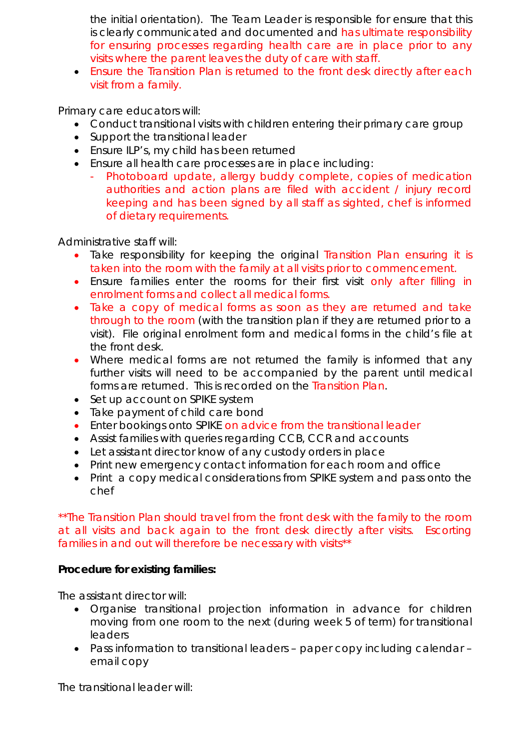the initial orientation). The Team Leader is responsible for ensure that this is clearly communicated and documented and has ultimate responsibility for ensuring processes regarding health care are in place prior to any visits where the parent leaves the duty of care with staff.

- Ensure the Transition Plan is returned to the front desk directly after each visit from a family.

Primary care educators will:

- Conduct transitional visits with children entering their primary care group
- Support the transitional leader
- Ensure ILP's, my child has been returned
- Ensure all health care processes are in place including:
  - Photoboard update, allergy buddy complete, copies of medication authorities and action plans are filed with accident / injury record keeping and has been signed by all staff as sighted, chef is informed of dietary requirements.

Administrative staff will:

- Take responsibility for keeping the original Transition Plan ensuring it is taken into the room with the family at all visits prior to commencement.
- Ensure families enter the rooms for their first visit only after filling in enrolment forms and collect all medical forms.
- Take a copy of medical forms as soon as they are returned and take through to the room (with the transition plan if they are returned prior to a visit). File original enrolment form and medical forms in the child's file at the front desk.
- Where medical forms are not returned the family is informed that any further visits will need to be accompanied by the parent until medical forms are returned. This is recorded on the Transition Plan.
- Set up account on SPIKE system
- Take payment of child care bond
- Enter bookings onto SPIKE on advice from the transitional leader
- Assist families with queries regarding CCB, CCR and accounts
- Let assistant director know of any custody orders in place
- Print new emergency contact information for each room and office
- Print a copy medical considerations from SPIKE system and pass onto the chef

**The Transition Plan should travel from the front desk with the family to the room at all visits and back again to the front desk directly after visits. Escorting families in and out will therefore be necessary with visits**

**Procedure for existing families:**

The assistant director will:

- Organise transitional projection information in advance for children moving from one room to the next (during week 5 of term) for transitional leaders
- Pass information to transitional leaders – paper copy including calendar – email copy

The transitional leader will: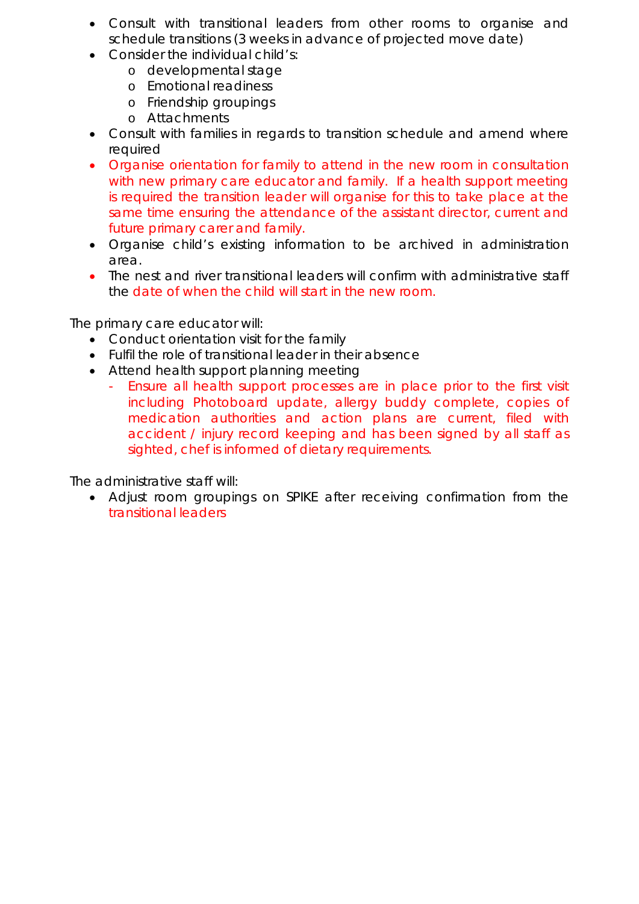- Consult with transitional leaders from other rooms to organise and schedule transitions (3 weeks in advance of projected move date)
- Consider the individual child's:
  - developmental stage
  - Emotional readiness
  - Friendship groupings
  - Attachments
- Consult with families in regards to transition schedule and amend where required
- Organise orientation for family to attend in the new room in consultation with new primary care educator and family. If a health support meeting is required the transition leader will organise for this to take place at the same time ensuring the attendance of the assistant director, current and future primary carer and family.
- Organise child's existing information to be archived in administration area.
- The nest and river transitional leaders will confirm with administrative staff the date of when the child will start in the new room.

The primary care educator will:

- Conduct orientation visit for the family
- Fulfil the role of transitional leader in their absence
- Attend health support planning meeting
  - Ensure all health support processes are in place prior to the first visit including Photoboard update, allergy buddy complete, copies of medication authorities and action plans are current, filed with accident / injury record keeping and has been signed by all staff as sighted, chef is informed of dietary requirements.

The administrative staff will:

- Adjust room groupings on SPIKE after receiving confirmation from the transitional leaders